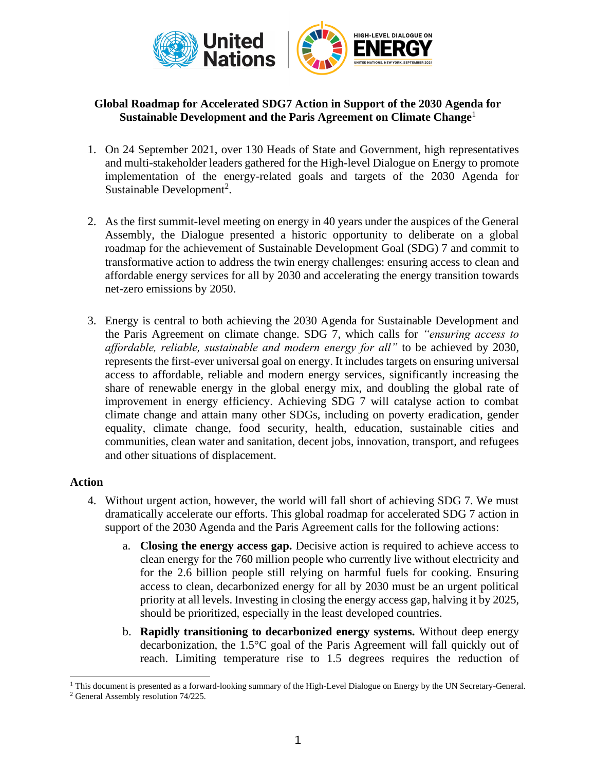**Global Roadmap for Accelerated SDG7 Action in Support of the 2030 Agenda for Sustainable Development and the Paris Agreement on Climate Change**[1]

1. On 24 September 2021, over 130 Heads of State and Government, high representatives and multi-stakeholder leaders gathered for the High-level Dialogue on Energy to promote implementation of the energy-related goals and targets of the 2030 Agenda for Sustainable Development[2].

2. As the first summit-level meeting on energy in 40 years under the auspices of the General Assembly, the Dialogue presented a historic opportunity to deliberate on a global roadmap for the achievement of Sustainable Development Goal (SDG) 7 and commit to transformative action to address the twin energy challenges: ensuring access to clean and affordable energy services for all by 2030 and accelerating the energy transition towards net-zero emissions by 2050.

3. Energy is central to both achieving the 2030 Agenda for Sustainable Development and the Paris Agreement on climate change. SDG 7, which calls for *"ensuring access to affordable, reliable, sustainable and modern energy for all"* to be achieved by 2030, represents the first-ever universal goal on energy. It includes targets on ensuring universal access to affordable, reliable and modern energy services, significantly increasing the share of renewable energy in the global energy mix, and doubling the global rate of improvement in energy efficiency. Achieving SDG 7 will catalyse action to combat climate change and attain many other SDGs, including on poverty eradication, gender equality, climate change, food security, health, education, sustainable cities and communities, clean water and sanitation, decent jobs, innovation, transport, and refugees and other situations of displacement.

## Action

4. Without urgent action, however, the world will fall short of achieving SDG 7. We must dramatically accelerate our efforts. This global roadmap for accelerated SDG 7 action in support of the 2030 Agenda and the Paris Agreement calls for the following actions:

   a. **Closing the energy access gap.** Decisive action is required to achieve access to clean energy for the 760 million people who currently live without electricity and for the 2.6 billion people still relying on harmful fuels for cooking. Ensuring access to clean, decarbonized energy for all by 2030 must be an urgent political priority at all levels. Investing in closing the energy access gap, halving it by 2025, should be prioritized, especially in the least developed countries.

   b. **Rapidly transitioning to decarbonized energy systems.** Without deep energy decarbonization, the 1.5°C goal of the Paris Agreement will fall quickly out of reach. Limiting temperature rise to 1.5 degrees requires the reduction of

---

[1] This document is presented as a forward-looking summary of the High-Level Dialogue on Energy by the UN Secretary-General.

[2] General Assembly resolution 74/225.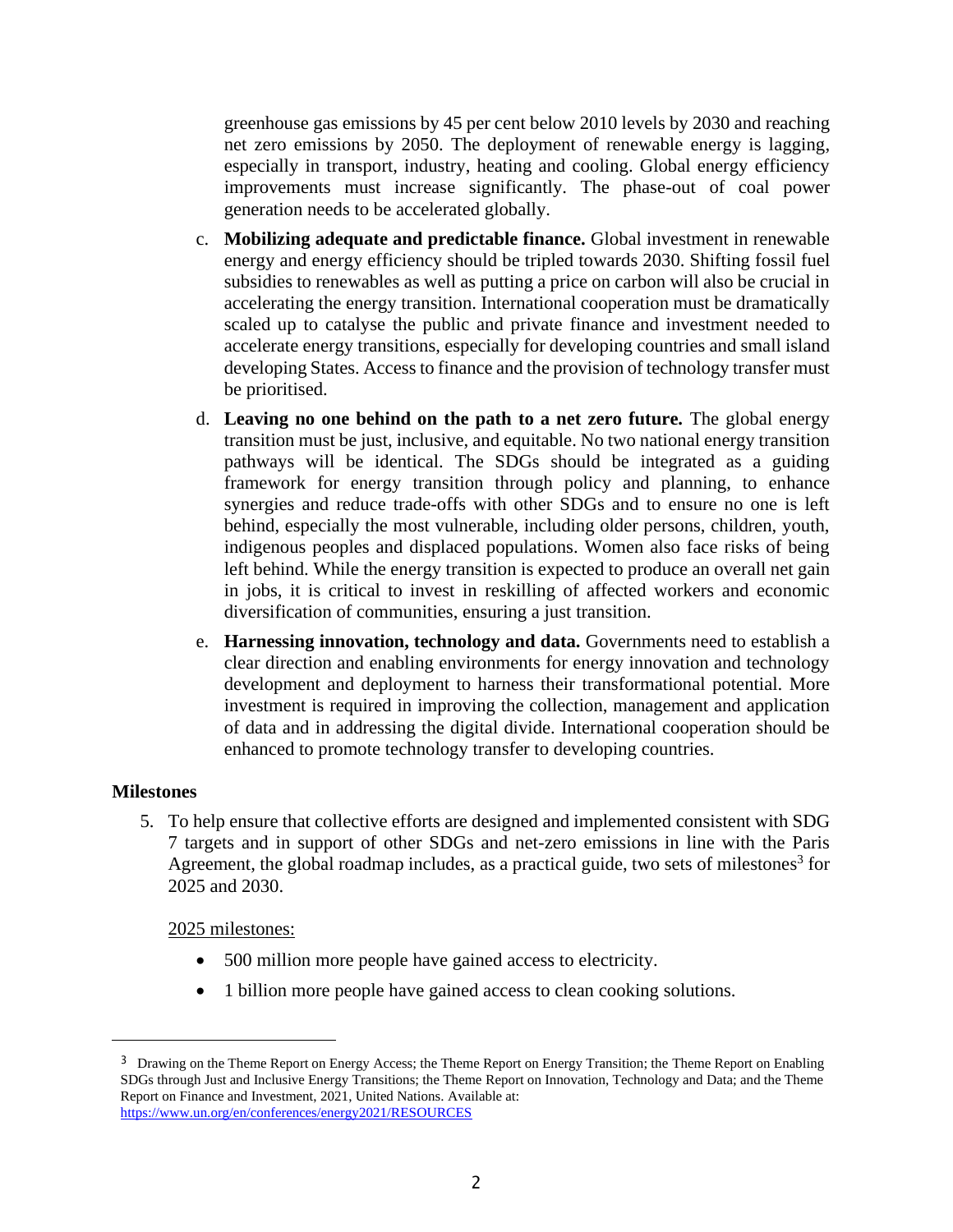greenhouse gas emissions by 45 per cent below 2010 levels by 2030 and reaching net zero emissions by 2050. The deployment of renewable energy is lagging, especially in transport, industry, heating and cooling. Global energy efficiency improvements must increase significantly. The phase-out of coal power generation needs to be accelerated globally.

c. **Mobilizing adequate and predictable finance.** Global investment in renewable energy and energy efficiency should be tripled towards 2030. Shifting fossil fuel subsidies to renewables as well as putting a price on carbon will also be crucial in accelerating the energy transition. International cooperation must be dramatically scaled up to catalyse the public and private finance and investment needed to accelerate energy transitions, especially for developing countries and small island developing States. Access to finance and the provision of technology transfer must be prioritised.

d. **Leaving no one behind on the path to a net zero future.** The global energy transition must be just, inclusive, and equitable. No two national energy transition pathways will be identical. The SDGs should be integrated as a guiding framework for energy transition through policy and planning, to enhance synergies and reduce trade-offs with other SDGs and to ensure no one is left behind, especially the most vulnerable, including older persons, children, youth, indigenous peoples and displaced populations. Women also face risks of being left behind. While the energy transition is expected to produce an overall net gain in jobs, it is critical to invest in reskilling of affected workers and economic diversification of communities, ensuring a just transition.

e. **Harnessing innovation, technology and data.** Governments need to establish a clear direction and enabling environments for energy innovation and technology development and deployment to harness their transformational potential. More investment is required in improving the collection, management and application of data and in addressing the digital divide. International cooperation should be enhanced to promote technology transfer to developing countries.

**Milestones**

5. To help ensure that collective efforts are designed and implemented consistent with SDG 7 targets and in support of other SDGs and net-zero emissions in line with the Paris Agreement, the global roadmap includes, as a practical guide, two sets of milestones[3] for 2025 and 2030.

   2025 milestones:

   - 500 million more people have gained access to electricity.
   - 1 billion more people have gained access to clean cooking solutions.

[3] Drawing on the Theme Report on Energy Access; the Theme Report on Energy Transition; the Theme Report on Enabling SDGs through Just and Inclusive Energy Transitions; the Theme Report on Innovation, Technology and Data; and the Theme Report on Finance and Investment, 2021, United Nations. Available at: https://www.un.org/en/conferences/energy2021/RESOURCES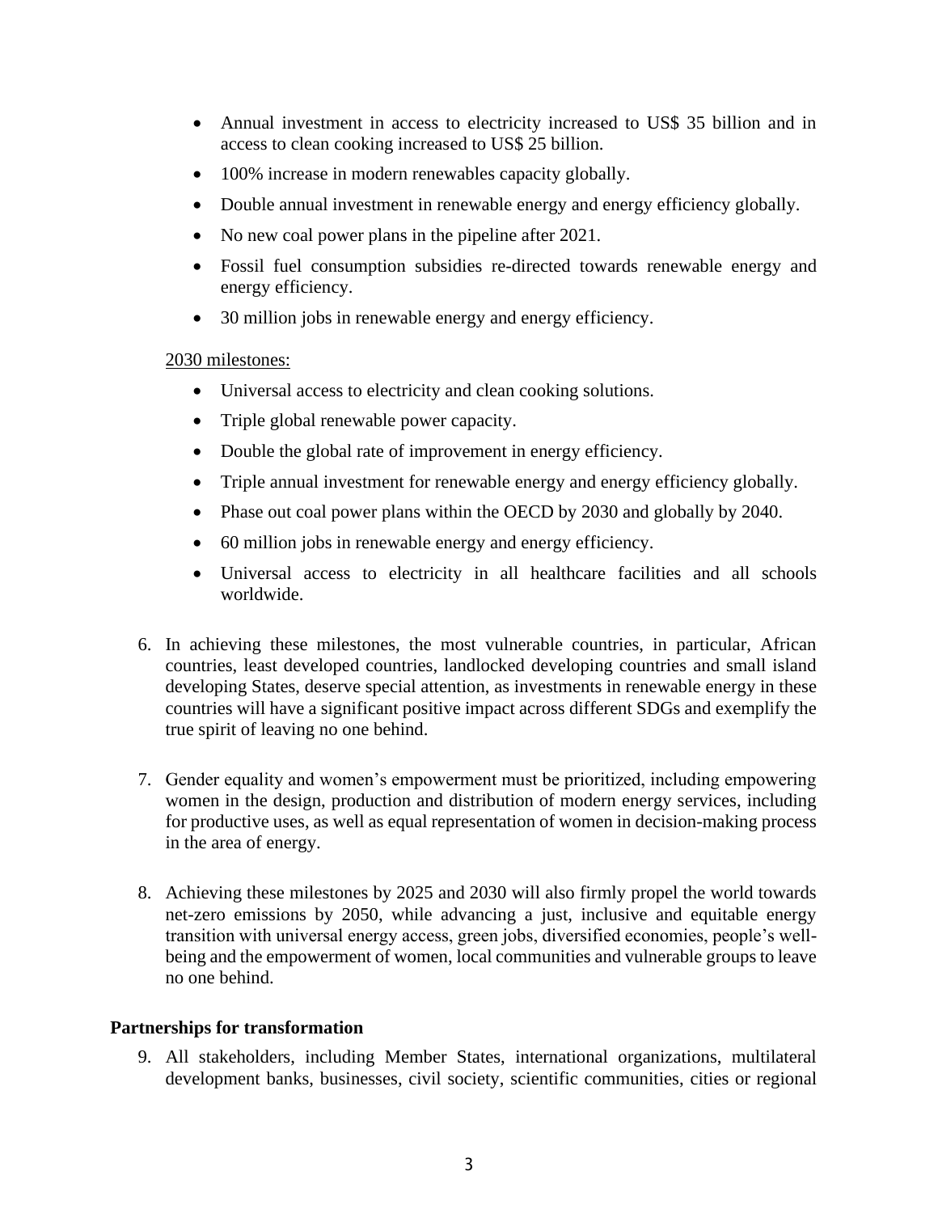- Annual investment in access to electricity increased to US$ 35 billion and in access to clean cooking increased to US$ 25 billion.
- 100% increase in modern renewables capacity globally.
- Double annual investment in renewable energy and energy efficiency globally.
- No new coal power plans in the pipeline after 2021.
- Fossil fuel consumption subsidies re-directed towards renewable energy and energy efficiency.
- 30 million jobs in renewable energy and energy efficiency.

<u>2030 milestones:</u>

- Universal access to electricity and clean cooking solutions.
- Triple global renewable power capacity.
- Double the global rate of improvement in energy efficiency.
- Triple annual investment for renewable energy and energy efficiency globally.
- Phase out coal power plans within the OECD by 2030 and globally by 2040.
- 60 million jobs in renewable energy and energy efficiency.
- Universal access to electricity in all healthcare facilities and all schools worldwide.

6. In achieving these milestones, the most vulnerable countries, in particular, African countries, least developed countries, landlocked developing countries and small island developing States, deserve special attention, as investments in renewable energy in these countries will have a significant positive impact across different SDGs and exemplify the true spirit of leaving no one behind.

7. Gender equality and women's empowerment must be prioritized, including empowering women in the design, production and distribution of modern energy services, including for productive uses, as well as equal representation of women in decision-making process in the area of energy.

8. Achieving these milestones by 2025 and 2030 will also firmly propel the world towards net-zero emissions by 2050, while advancing a just, inclusive and equitable energy transition with universal energy access, green jobs, diversified economies, people's well-being and the empowerment of women, local communities and vulnerable groups to leave no one behind.

**Partnerships for transformation**

9. All stakeholders, including Member States, international organizations, multilateral development banks, businesses, civil society, scientific communities, cities or regional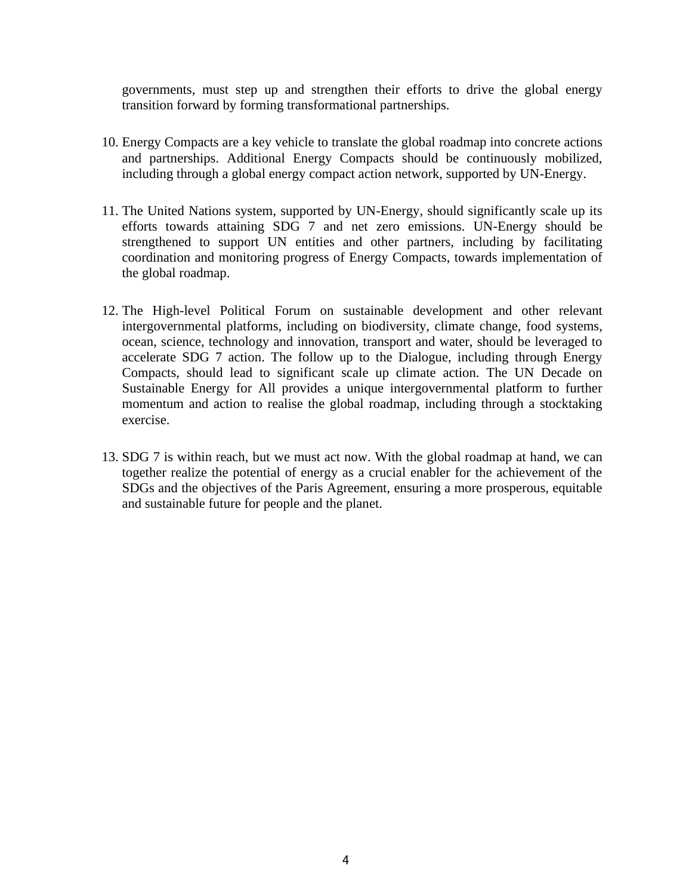governments, must step up and strengthen their efforts to drive the global energy transition forward by forming transformational partnerships.

10. Energy Compacts are a key vehicle to translate the global roadmap into concrete actions and partnerships. Additional Energy Compacts should be continuously mobilized, including through a global energy compact action network, supported by UN-Energy.

11. The United Nations system, supported by UN-Energy, should significantly scale up its efforts towards attaining SDG 7 and net zero emissions. UN-Energy should be strengthened to support UN entities and other partners, including by facilitating coordination and monitoring progress of Energy Compacts, towards implementation of the global roadmap.

12. The High-level Political Forum on sustainable development and other relevant intergovernmental platforms, including on biodiversity, climate change, food systems, ocean, science, technology and innovation, transport and water, should be leveraged to accelerate SDG 7 action. The follow up to the Dialogue, including through Energy Compacts, should lead to significant scale up climate action. The UN Decade on Sustainable Energy for All provides a unique intergovernmental platform to further momentum and action to realise the global roadmap, including through a stocktaking exercise.

13. SDG 7 is within reach, but we must act now. With the global roadmap at hand, we can together realize the potential of energy as a crucial enabler for the achievement of the SDGs and the objectives of the Paris Agreement, ensuring a more prosperous, equitable and sustainable future for people and the planet.